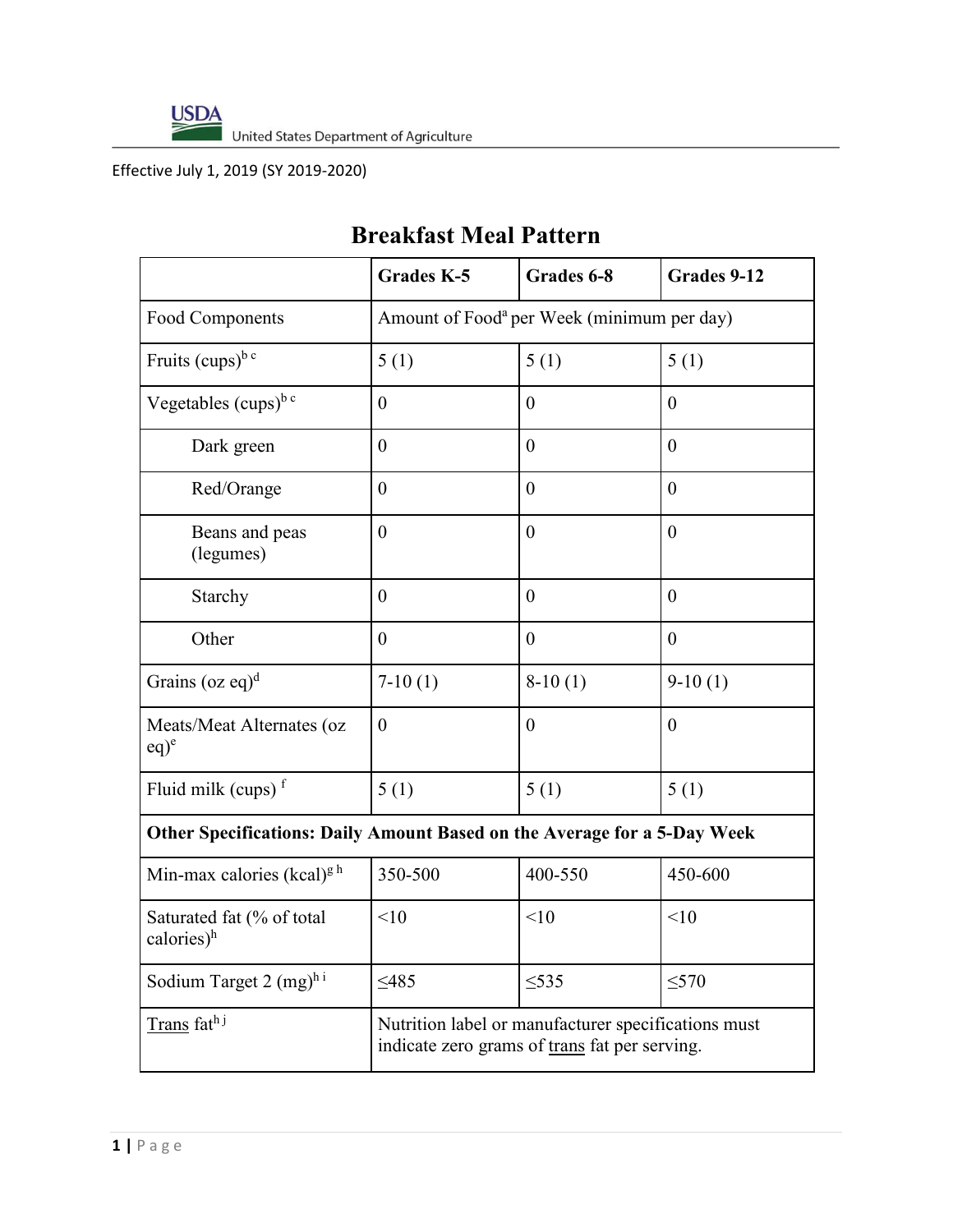USDA United States Department of Agriculture

Effective July 1, 2019 (SY 2019-2020)

# Breakfast Meal Pattern

| | Grades K-5 | Grades 6-8 | Grades 9-12 |
|---|---|---|---|
| Food Components | Amount of Food[a] per Week (minimum per day) | | |
| Fruits (cups)[b c] | 5 (1) | 5 (1) | 5 (1) |
| Vegetables (cups)[b c] | 0 | 0 | 0 |
| Dark green | 0 | 0 | 0 |
| Red/Orange | 0 | 0 | 0 |
| Beans and peas (legumes) | 0 | 0 | 0 |
| Starchy | 0 | 0 | 0 |
| Other | 0 | 0 | 0 |
| Grains (oz eq)[d] | 7-10 (1) | 8-10 (1) | 9-10 (1) |
| Meats/Meat Alternates (oz eq)[e] | 0 | 0 | 0 |
| Fluid milk (cups) [f] | 5 (1) | 5 (1) | 5 (1) |
| **Other Specifications: Daily Amount Based on the Average for a 5-Day Week** | | | |
| Min-max calories (kcal)[g h] | 350-500 | 400-550 | 450-600 |
| Saturated fat (% of total calories)[h] | <10 | <10 | <10 |
| Sodium Target 2 (mg)[h i] | ≤485 | ≤535 | ≤570 |
| Trans fat[h j] | Nutrition label or manufacturer specifications must indicate zero grams of trans fat per serving. | | |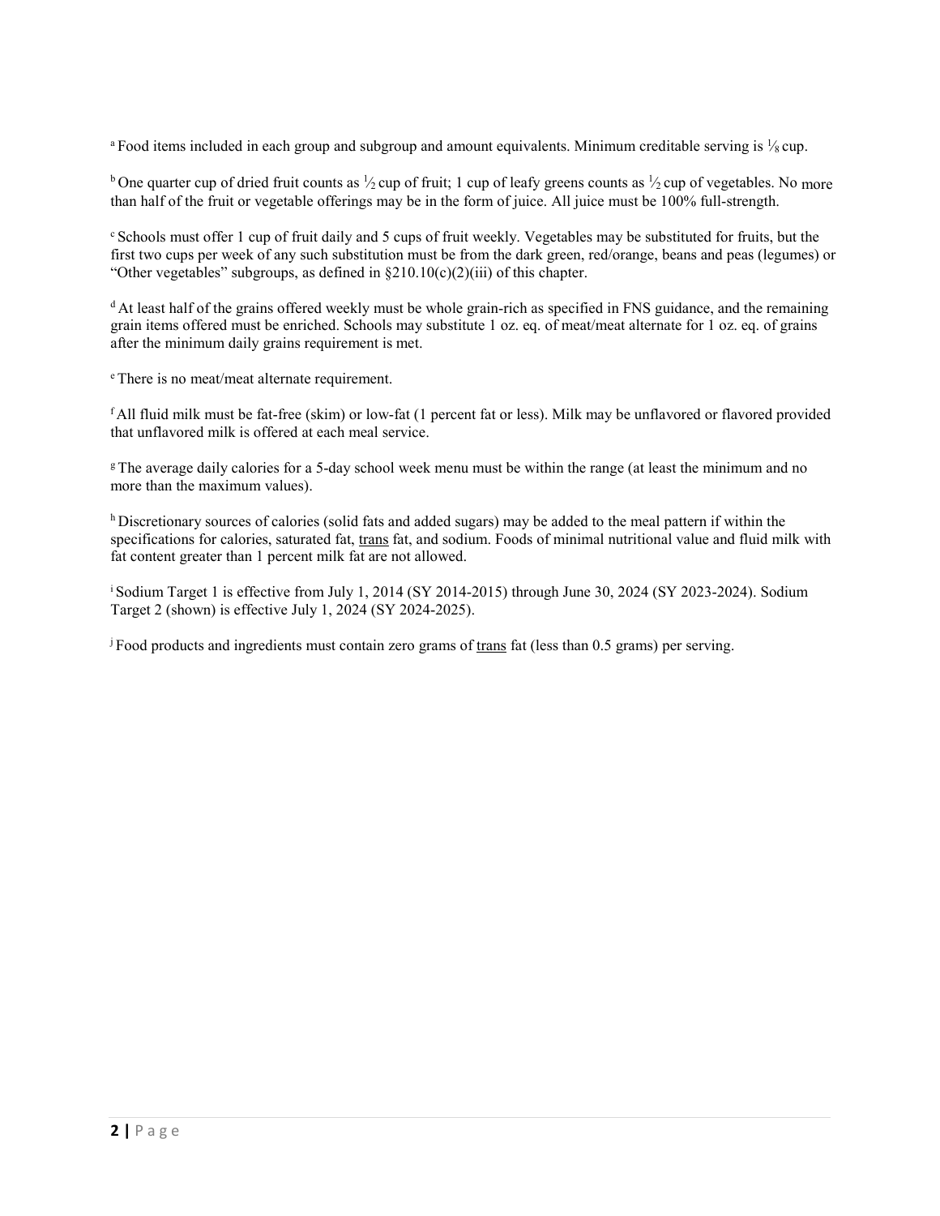[a] Food items included in each group and subgroup and amount equivalents. Minimum creditable serving is ⅛ cup.

[b] One quarter cup of dried fruit counts as ½ cup of fruit; 1 cup of leafy greens counts as ½ cup of vegetables. No more than half of the fruit or vegetable offerings may be in the form of juice. All juice must be 100% full-strength.

[c] Schools must offer 1 cup of fruit daily and 5 cups of fruit weekly. Vegetables may be substituted for fruits, but the first two cups per week of any such substitution must be from the dark green, red/orange, beans and peas (legumes) or "Other vegetables" subgroups, as defined in §210.10(c)(2)(iii) of this chapter.

[d] At least half of the grains offered weekly must be whole grain-rich as specified in FNS guidance, and the remaining grain items offered must be enriched. Schools may substitute 1 oz. eq. of meat/meat alternate for 1 oz. eq. of grains after the minimum daily grains requirement is met.

[e] There is no meat/meat alternate requirement.

[f] All fluid milk must be fat-free (skim) or low-fat (1 percent fat or less). Milk may be unflavored or flavored provided that unflavored milk is offered at each meal service.

[g] The average daily calories for a 5-day school week menu must be within the range (at least the minimum and no more than the maximum values).

[h] Discretionary sources of calories (solid fats and added sugars) may be added to the meal pattern if within the specifications for calories, saturated fat, trans fat, and sodium. Foods of minimal nutritional value and fluid milk with fat content greater than 1 percent milk fat are not allowed.

[i] Sodium Target 1 is effective from July 1, 2014 (SY 2014-2015) through June 30, 2024 (SY 2023-2024). Sodium Target 2 (shown) is effective July 1, 2024 (SY 2024-2025).

[j] Food products and ingredients must contain zero grams of trans fat (less than 0.5 grams) per serving.